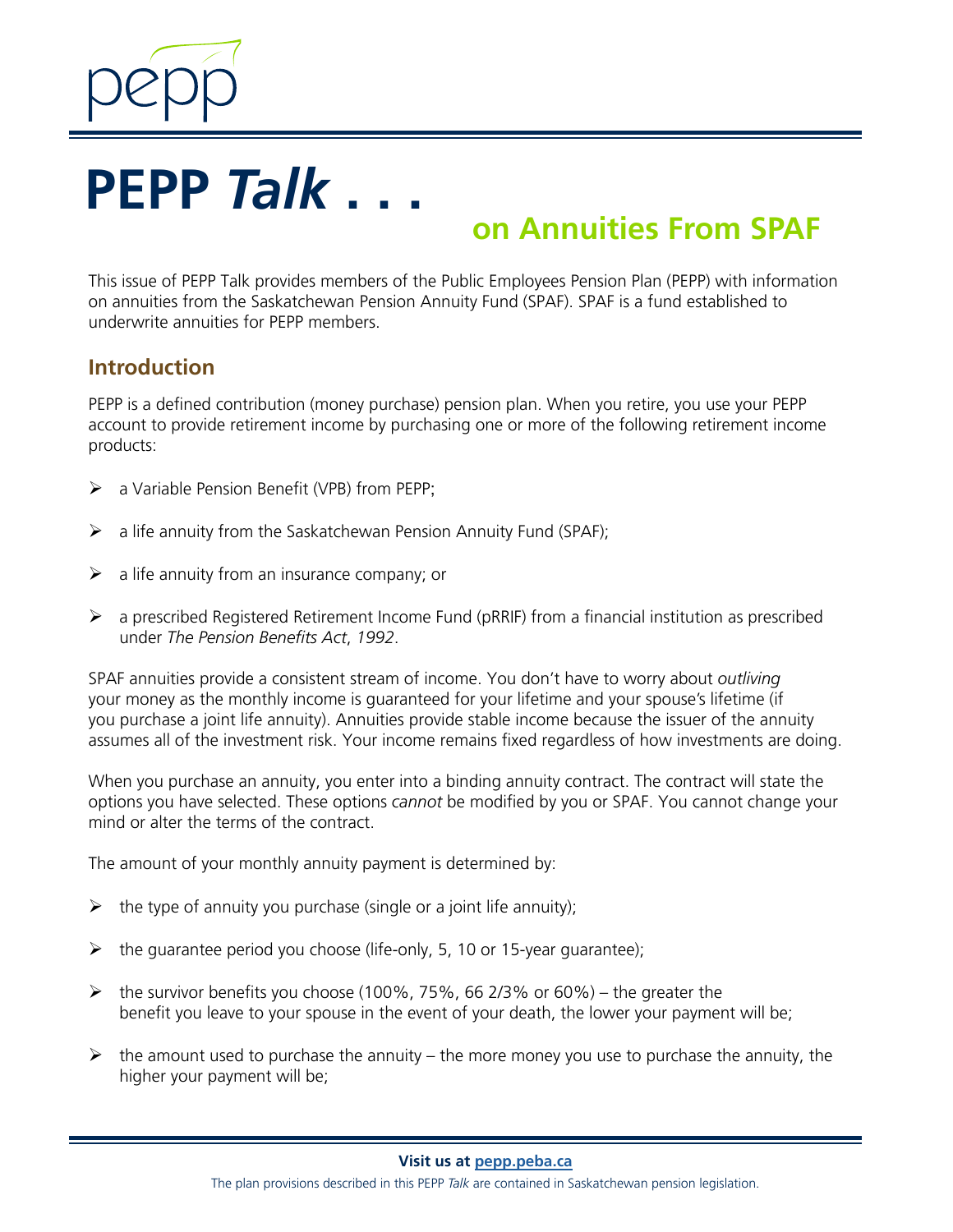# PEPP *Talk* . . .

## on Annuities From SPAF

This issue of PEPP Talk provides members of the Public Employees Pension Plan (PEPP) with information on annuities from the Saskatchewan Pension Annuity Fund (SPAF). SPAF is a fund established to underwrite annuities for PEPP members.

### Introduction

PEPP is a defined contribution (money purchase) pension plan. When you retire, you use your PEPP account to provide retirement income by purchasing one or more of the following retirement income products:

- a Variable Pension Benefit (VPB) from PEPP;
- a life annuity from the Saskatchewan Pension Annuity Fund (SPAF);
- a life annuity from an insurance company; or
- a prescribed Registered Retirement Income Fund (pRRIF) from a financial institution as prescribed under *The Pension Benefits Act*, *1992*.

SPAF annuities provide a consistent stream of income. You don't have to worry about *outliving* your money as the monthly income is guaranteed for your lifetime and your spouse's lifetime (if you purchase a joint life annuity). Annuities provide stable income because the issuer of the annuity assumes all of the investment risk. Your income remains fixed regardless of how investments are doing.

When you purchase an annuity, you enter into a binding annuity contract. The contract will state the options you have selected. These options *cannot* be modified by you or SPAF. You cannot change your mind or alter the terms of the contract.

The amount of your monthly annuity payment is determined by:

- the type of annuity you purchase (single or a joint life annuity);
- the guarantee period you choose (life-only, 5, 10 or 15-year guarantee);
- the survivor benefits you choose (100%, 75%, 66 2/3% or 60%) – the greater the benefit you leave to your spouse in the event of your death, the lower your payment will be;
- the amount used to purchase the annuity – the more money you use to purchase the annuity, the higher your payment will be;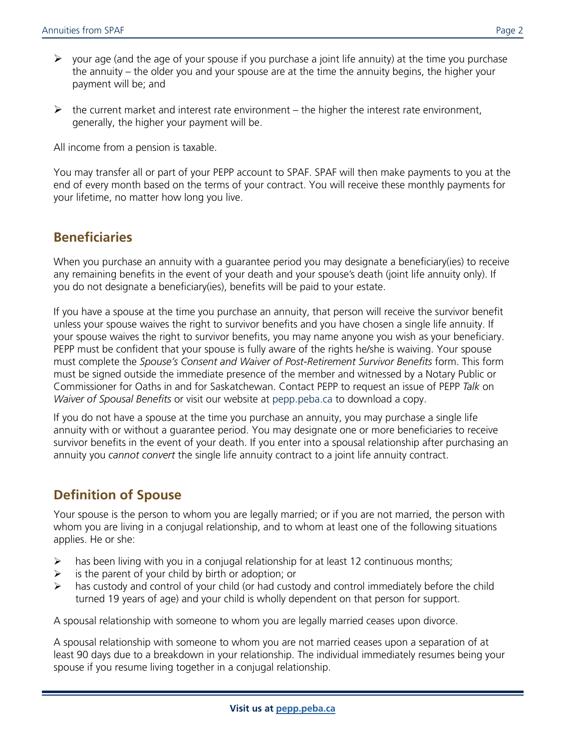- your age (and the age of your spouse if you purchase a joint life annuity) at the time you purchase the annuity – the older you and your spouse are at the time the annuity begins, the higher your payment will be; and
- the current market and interest rate environment – the higher the interest rate environment, generally, the higher your payment will be.

All income from a pension is taxable.

You may transfer all or part of your PEPP account to SPAF. SPAF will then make payments to you at the end of every month based on the terms of your contract. You will receive these monthly payments for your lifetime, no matter how long you live.

## Beneficiaries

When you purchase an annuity with a guarantee period you may designate a beneficiary(ies) to receive any remaining benefits in the event of your death and your spouse's death (joint life annuity only). If you do not designate a beneficiary(ies), benefits will be paid to your estate.

If you have a spouse at the time you purchase an annuity, that person will receive the survivor benefit unless your spouse waives the right to survivor benefits and you have chosen a single life annuity. If your spouse waives the right to survivor benefits, you may name anyone you wish as your beneficiary. PEPP must be confident that your spouse is fully aware of the rights he/she is waiving. Your spouse must complete the *Spouse's Consent and Waiver of Post-Retirement Survivor Benefits* form. This form must be signed outside the immediate presence of the member and witnessed by a Notary Public or Commissioner for Oaths in and for Saskatchewan. Contact PEPP to request an issue of PEPP *Talk* on *Waiver of Spousal Benefits* or visit our website at pepp.peba.ca to download a copy.

If you do not have a spouse at the time you purchase an annuity, you may purchase a single life annuity with or without a guarantee period. You may designate one or more beneficiaries to receive survivor benefits in the event of your death. If you enter into a spousal relationship after purchasing an annuity you *cannot convert* the single life annuity contract to a joint life annuity contract.

## Definition of Spouse

Your spouse is the person to whom you are legally married; or if you are not married, the person with whom you are living in a conjugal relationship, and to whom at least one of the following situations applies. He or she:

- has been living with you in a conjugal relationship for at least 12 continuous months;
- is the parent of your child by birth or adoption; or
- has custody and control of your child (or had custody and control immediately before the child turned 19 years of age) and your child is wholly dependent on that person for support.

A spousal relationship with someone to whom you are legally married ceases upon divorce.

A spousal relationship with someone to whom you are not married ceases upon a separation of at least 90 days due to a breakdown in your relationship. The individual immediately resumes being your spouse if you resume living together in a conjugal relationship.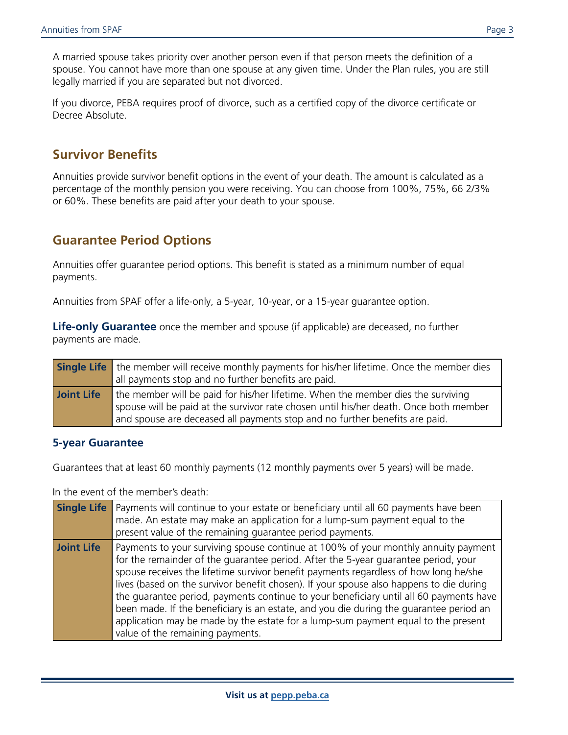A married spouse takes priority over another person even if that person meets the definition of a spouse. You cannot have more than one spouse at any given time. Under the Plan rules, you are still legally married if you are separated but not divorced.

If you divorce, PEBA requires proof of divorce, such as a certified copy of the divorce certificate or Decree Absolute.

## Survivor Benefits

Annuities provide survivor benefit options in the event of your death. The amount is calculated as a percentage of the monthly pension you were receiving. You can choose from 100%, 75%, 66 2/3% or 60%. These benefits are paid after your death to your spouse.

## Guarantee Period Options

Annuities offer guarantee period options. This benefit is stated as a minimum number of equal payments.

Annuities from SPAF offer a life-only, a 5-year, 10-year, or a 15-year guarantee option.

**Life-only Guarantee** once the member and spouse (if applicable) are deceased, no further payments are made.

| | |
|---|---|
| **Single Life** | the member will receive monthly payments for his/her lifetime. Once the member dies all payments stop and no further benefits are paid. |
| **Joint Life** | the member will be paid for his/her lifetime. When the member dies the surviving spouse will be paid at the survivor rate chosen until his/her death. Once both member and spouse are deceased all payments stop and no further benefits are paid. |

### 5-year Guarantee

Guarantees that at least 60 monthly payments (12 monthly payments over 5 years) will be made.

In the event of the member's death:

| | |
|---|---|
| **Single Life** | Payments will continue to your estate or beneficiary until all 60 payments have been made. An estate may make an application for a lump-sum payment equal to the present value of the remaining guarantee period payments. |
| **Joint Life** | Payments to your surviving spouse continue at 100% of your monthly annuity payment for the remainder of the guarantee period. After the 5-year guarantee period, your spouse receives the lifetime survivor benefit payments regardless of how long he/she lives (based on the survivor benefit chosen). If your spouse also happens to die during the guarantee period, payments continue to your beneficiary until all 60 payments have been made. If the beneficiary is an estate, and you die during the guarantee period an application may be made by the estate for a lump-sum payment equal to the present value of the remaining payments. |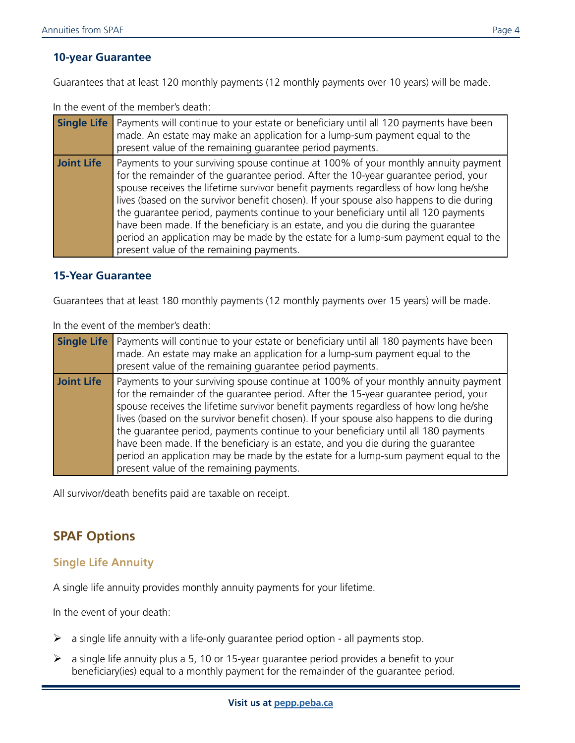### 10-year Guarantee

Guarantees that at least 120 monthly payments (12 monthly payments over 10 years) will be made.

In the event of the member's death:

| | |
|---|---|
| **Single Life** | Payments will continue to your estate or beneficiary until all 120 payments have been made. An estate may make an application for a lump-sum payment equal to the present value of the remaining guarantee period payments. |
| **Joint Life** | Payments to your surviving spouse continue at 100% of your monthly annuity payment for the remainder of the guarantee period. After the 10-year guarantee period, your spouse receives the lifetime survivor benefit payments regardless of how long he/she lives (based on the survivor benefit chosen). If your spouse also happens to die during the guarantee period, payments continue to your beneficiary until all 120 payments have been made. If the beneficiary is an estate, and you die during the guarantee period an application may be made by the estate for a lump-sum payment equal to the present value of the remaining payments. |

### 15-Year Guarantee

Guarantees that at least 180 monthly payments (12 monthly payments over 15 years) will be made.

In the event of the member's death:

| | |
|---|---|
| **Single Life** | Payments will continue to your estate or beneficiary until all 180 payments have been made. An estate may make an application for a lump-sum payment equal to the present value of the remaining guarantee period payments. |
| **Joint Life** | Payments to your surviving spouse continue at 100% of your monthly annuity payment for the remainder of the guarantee period. After the 15-year guarantee period, your spouse receives the lifetime survivor benefit payments regardless of how long he/she lives (based on the survivor benefit chosen). If your spouse also happens to die during the guarantee period, payments continue to your beneficiary until all 180 payments have been made. If the beneficiary is an estate, and you die during the guarantee period an application may be made by the estate for a lump-sum payment equal to the present value of the remaining payments. |

All survivor/death benefits paid are taxable on receipt.

## SPAF Options

### Single Life Annuity

A single life annuity provides monthly annuity payments for your lifetime.

In the event of your death:

- a single life annuity with a life-only guarantee period option - all payments stop.
- a single life annuity plus a 5, 10 or 15-year guarantee period provides a benefit to your beneficiary(ies) equal to a monthly payment for the remainder of the guarantee period.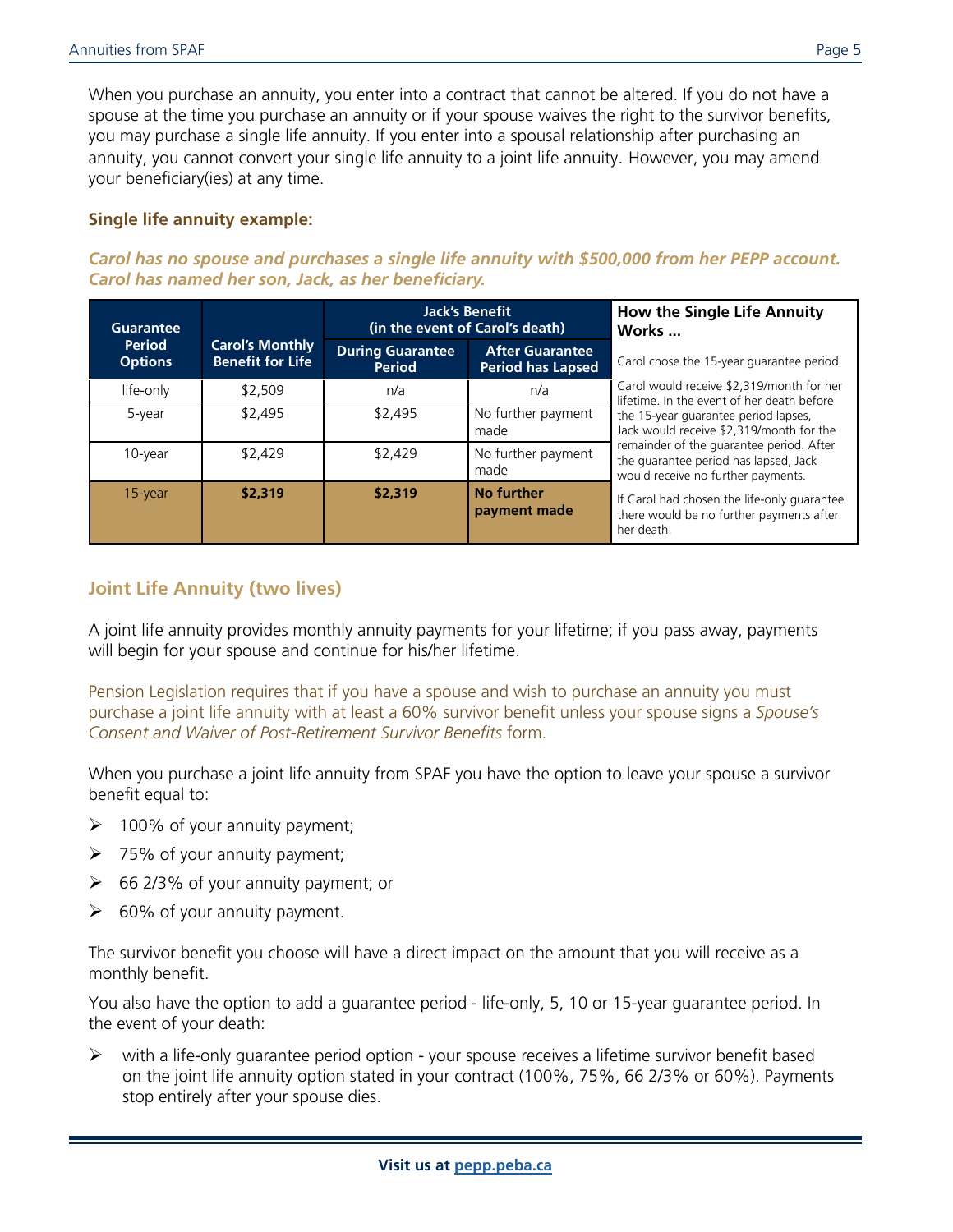When you purchase an annuity, you enter into a contract that cannot be altered. If you do not have a spouse at the time you purchase an annuity or if your spouse waives the right to the survivor benefits, you may purchase a single life annuity. If you enter into a spousal relationship after purchasing an annuity, you cannot convert your single life annuity to a joint life annuity. However, you may amend your beneficiary(ies) at any time.

**Single life annuity example:**

***Carol has no spouse and purchases a single life annuity with $500,000 from her PEPP account. Carol has named her son, Jack, as her beneficiary.***

| Guarantee Period Options | Carol's Monthly Benefit for Life | Jack's Benefit (in the event of Carol's death) | | How the Single Life Annuity Works ... |
|---|---|---|---|---|
| | | During Guarantee Period | After Guarantee Period has Lapsed | Carol chose the 15-year guarantee period. |
| life-only | $2,509 | n/a | n/a | Carol would receive $2,319/month for her lifetime. In the event of her death before the 15-year guarantee period lapses, Jack would receive $2,319/month for the remainder of the guarantee period. After the guarantee period has lapsed, Jack would receive no further payments. |
| 5-year | $2,495 | $2,495 | No further payment made | |
| 10-year | $2,429 | $2,429 | No further payment made | |
| 15-year | **$2,319** | **$2,319** | **No further payment made** | If Carol had chosen the life-only guarantee there would be no further payments after her death. |

## Joint Life Annuity (two lives)

A joint life annuity provides monthly annuity payments for your lifetime; if you pass away, payments will begin for your spouse and continue for his/her lifetime.

Pension Legislation requires that if you have a spouse and wish to purchase an annuity you must purchase a joint life annuity with at least a 60% survivor benefit unless your spouse signs a *Spouse's Consent and Waiver of Post-Retirement Survivor Benefits* form.

When you purchase a joint life annuity from SPAF you have the option to leave your spouse a survivor benefit equal to:

- 100% of your annuity payment;
- 75% of your annuity payment;
- 66 2/3% of your annuity payment; or
- 60% of your annuity payment.

The survivor benefit you choose will have a direct impact on the amount that you will receive as a monthly benefit.

You also have the option to add a guarantee period - life-only, 5, 10 or 15-year guarantee period. In the event of your death:

- with a life-only guarantee period option - your spouse receives a lifetime survivor benefit based on the joint life annuity option stated in your contract (100%, 75%, 66 2/3% or 60%). Payments stop entirely after your spouse dies.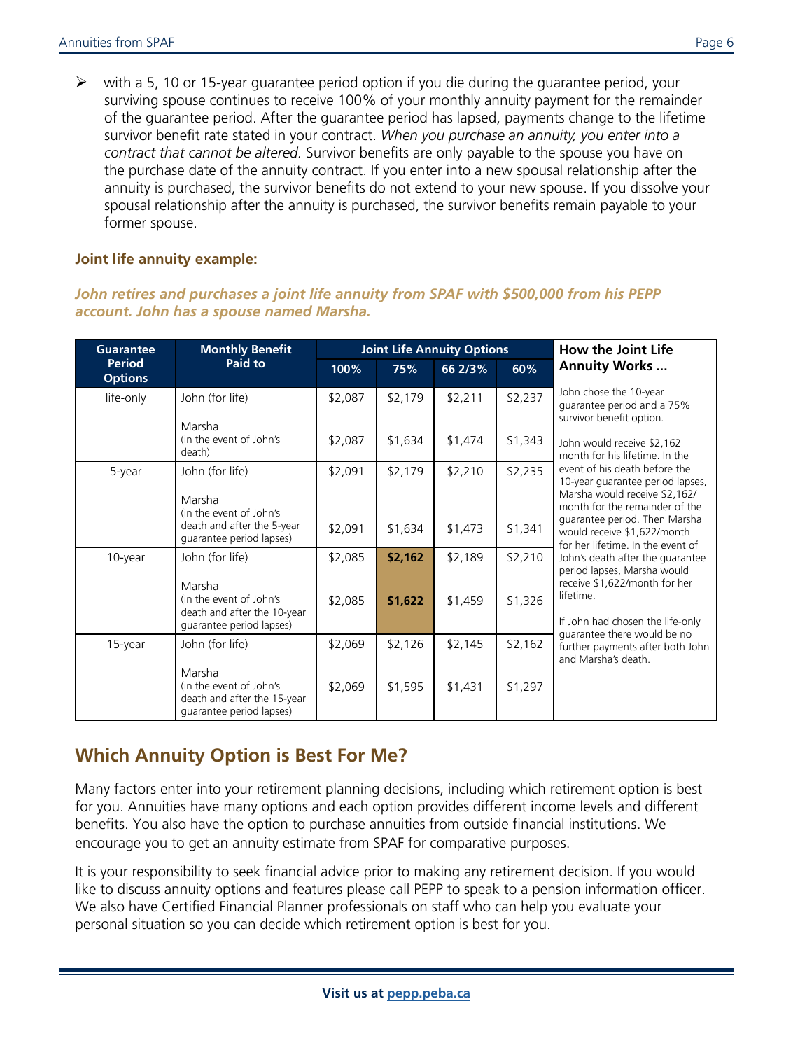- with a 5, 10 or 15-year guarantee period option if you die during the guarantee period, your surviving spouse continues to receive 100% of your monthly annuity payment for the remainder of the guarantee period. After the guarantee period has lapsed, payments change to the lifetime survivor benefit rate stated in your contract. *When you purchase an annuity, you enter into a contract that cannot be altered.* Survivor benefits are only payable to the spouse you have on the purchase date of the annuity contract. If you enter into a new spousal relationship after the annuity is purchased, the survivor benefits do not extend to your new spouse. If you dissolve your spousal relationship after the annuity is purchased, the survivor benefits remain payable to your former spouse.

**Joint life annuity example:**

***John retires and purchases a joint life annuity from SPAF with $500,000 from his PEPP account. John has a spouse named Marsha.***

| Guarantee Period Options | Monthly Benefit Paid to | Joint Life Annuity Options | | | | How the Joint Life Annuity Works ... |
|---|---|---|---|---|---|---|
| | | 100% | 75% | 66 2/3% | 60% | |
| life-only | John (for life) | $2,087 | $2,179 | $2,211 | $2,237 | John chose the 10-year guarantee period and a 75% survivor benefit option. |
| | Marsha (in the event of John's death) | $2,087 | $1,634 | $1,474 | $1,343 | John would receive $2,162 month for his lifetime. In the event of his death before the 10-year guarantee period lapses, Marsha would receive $2,162/ month for the remainder of the guarantee period. Then Marsha would receive $1,622/month for her lifetime. In the event of John's death after the guarantee period lapses, Marsha would receive $1,622/month for her lifetime. |
| 5-year | John (for life) | $2,091 | $2,179 | $2,210 | $2,235 | |
| | Marsha (in the event of John's death and after the 5-year guarantee period lapses) | $2,091 | $1,634 | $1,473 | $1,341 | |
| 10-year | John (for life) | $2,085 | **$2,162** | $2,189 | $2,210 | |
| | Marsha (in the event of John's death and after the 10-year guarantee period lapses) | $2,085 | **$1,622** | $1,459 | $1,326 | If John had chosen the life-only guarantee there would be no further payments after both John and Marsha's death. |
| 15-year | John (for life) | $2,069 | $2,126 | $2,145 | $2,162 | |
| | Marsha (in the event of John's death and after the 15-year guarantee period lapses) | $2,069 | $1,595 | $1,431 | $1,297 | |

## Which Annuity Option is Best For Me?

Many factors enter into your retirement planning decisions, including which retirement option is best for you. Annuities have many options and each option provides different income levels and different benefits. You also have the option to purchase annuities from outside financial institutions. We encourage you to get an annuity estimate from SPAF for comparative purposes.

It is your responsibility to seek financial advice prior to making any retirement decision. If you would like to discuss annuity options and features please call PEPP to speak to a pension information officer. We also have Certified Financial Planner professionals on staff who can help you evaluate your personal situation so you can decide which retirement option is best for you.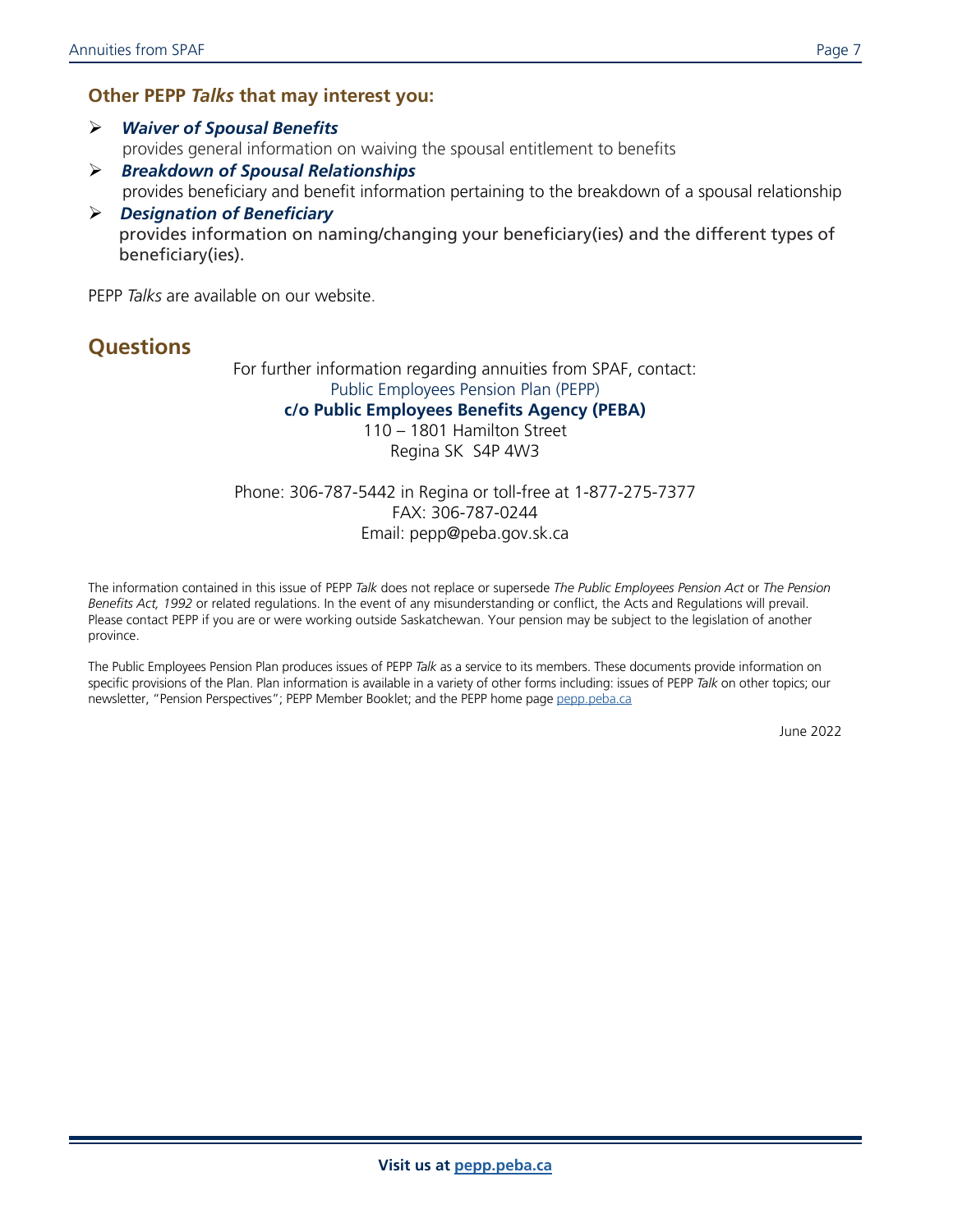### Other PEPP *Talks* that may interest you:

- ***Waiver of Spousal Benefits***
  provides general information on waiving the spousal entitlement to benefits
- ***Breakdown of Spousal Relationships***
  provides beneficiary and benefit information pertaining to the breakdown of a spousal relationship
- ***Designation of Beneficiary***
  provides information on naming/changing your beneficiary(ies) and the different types of beneficiary(ies).

PEPP *Talks* are available on our website.

## Questions

For further information regarding annuities from SPAF, contact:
Public Employees Pension Plan (PEPP)
**c/o Public Employees Benefits Agency (PEBA)**
110 – 1801 Hamilton Street
Regina SK S4P 4W3

Phone: 306-787-5442 in Regina or toll-free at 1-877-275-7377
FAX: 306-787-0244
Email: pepp@peba.gov.sk.ca

The information contained in this issue of PEPP *Talk* does not replace or supersede *The Public Employees Pension Act* or *The Pension Benefits Act, 1992* or related regulations. In the event of any misunderstanding or conflict, the Acts and Regulations will prevail. Please contact PEPP if you are or were working outside Saskatchewan. Your pension may be subject to the legislation of another province.

The Public Employees Pension Plan produces issues of PEPP *Talk* as a service to its members. These documents provide information on specific provisions of the Plan. Plan information is available in a variety of other forms including: issues of PEPP *Talk* on other topics; our newsletter, "Pension Perspectives"; PEPP Member Booklet; and the PEPP home page pepp.peba.ca

June 2022

**Visit us at pepp.peba.ca**